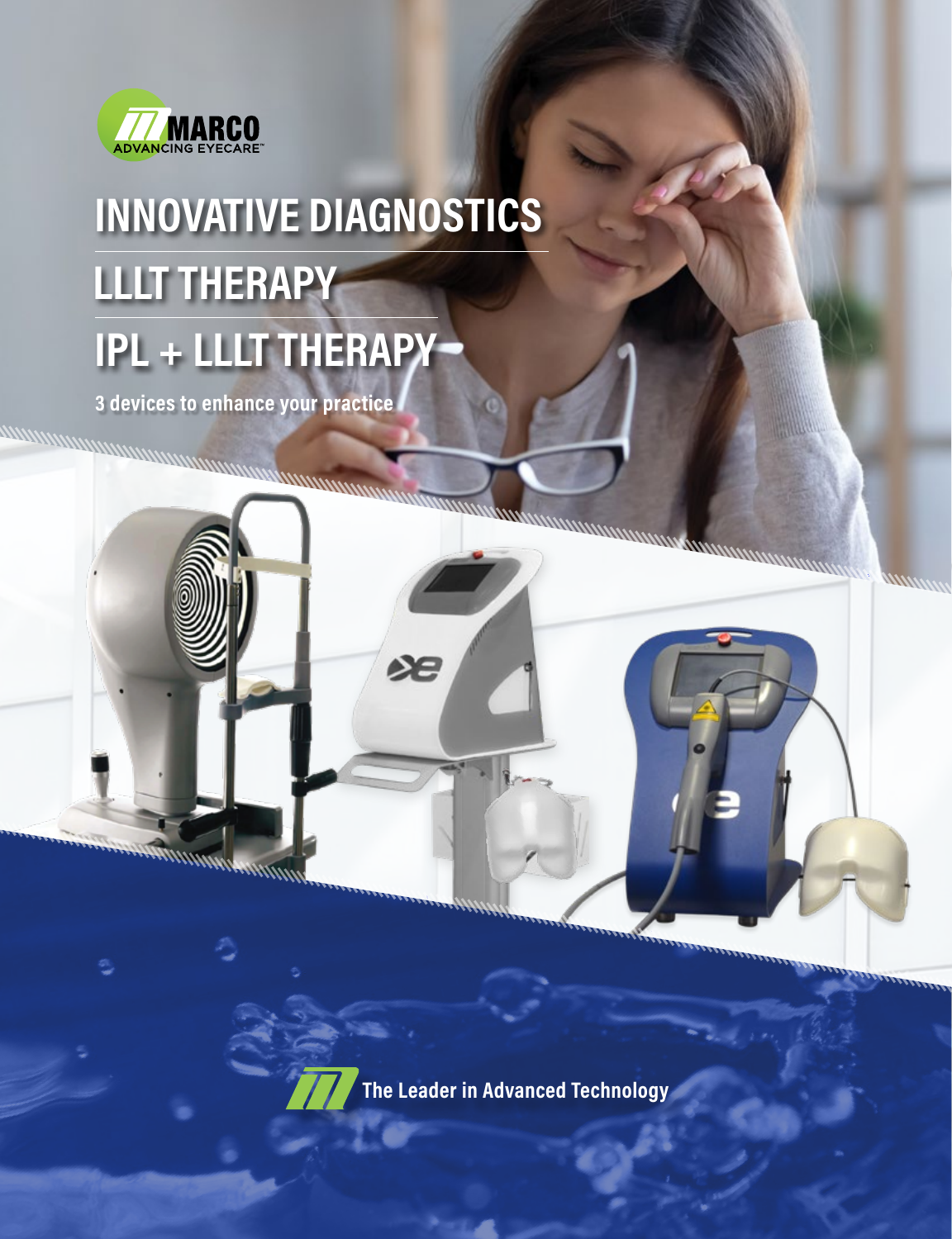MARCO
ADVANCING EYECARE™

# INNOVATIVE DIAGNOSTICS

# LLLT THERAPY

# IPL + LLLT THERAPY

**3 devices to enhance your practice**

**The Leader in Advanced Technology**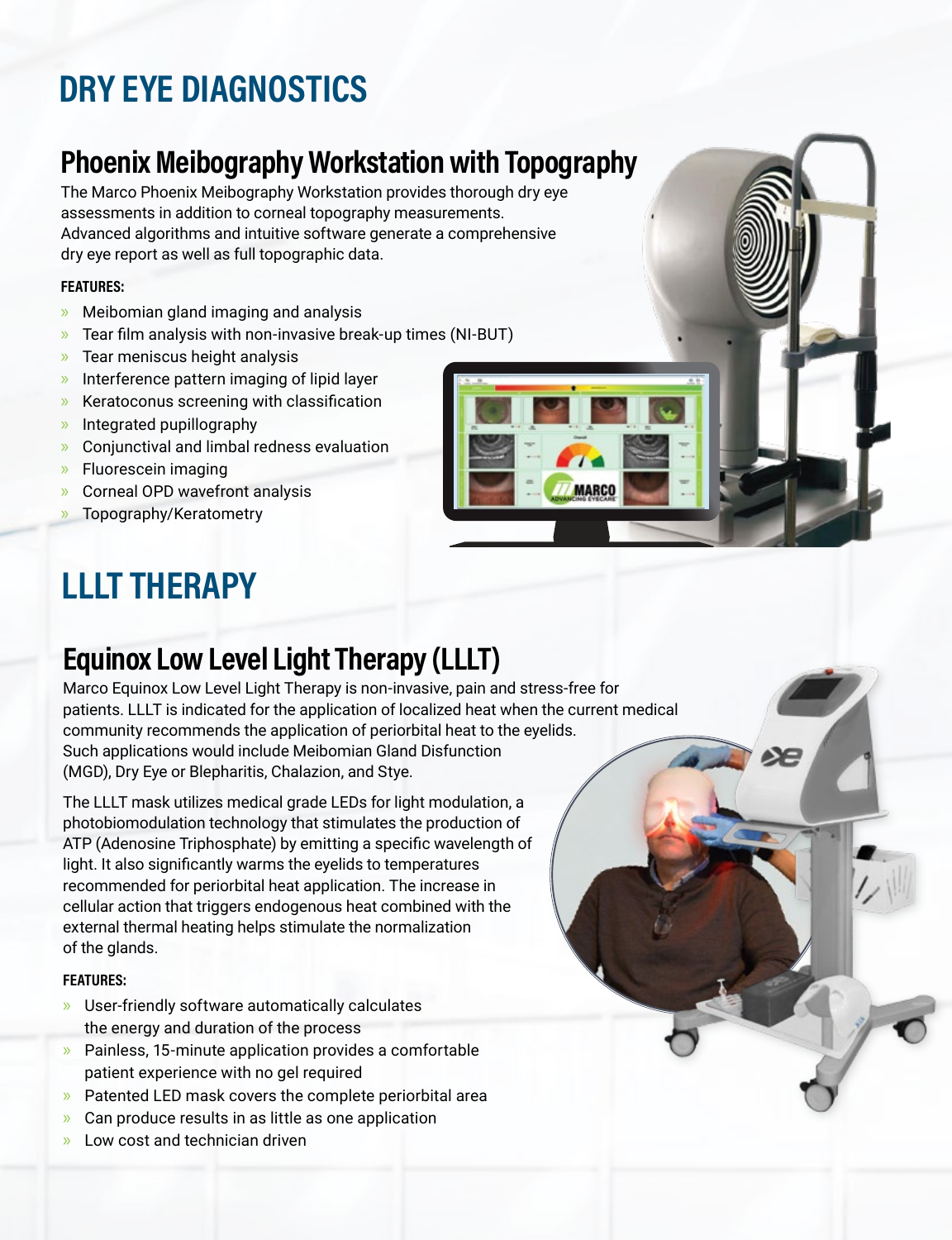# DRY EYE DIAGNOSTICS

## Phoenix Meibography Workstation with Topography

The Marco Phoenix Meibography Workstation provides thorough dry eye assessments in addition to corneal topography measurements. Advanced algorithms and intuitive software generate a comprehensive dry eye report as well as full topographic data.

**FEATURES:**

- Meibomian gland imaging and analysis
- Tear film analysis with non-invasive break-up times (NI-BUT)
- Tear meniscus height analysis
- Interference pattern imaging of lipid layer
- Keratoconus screening with classification
- Integrated pupillography
- Conjunctival and limbal redness evaluation
- Fluorescein imaging
- Corneal OPD wavefront analysis
- Topography/Keratometry

# LLLT THERAPY

## Equinox Low Level Light Therapy (LLLT)

Marco Equinox Low Level Light Therapy is non-invasive, pain and stress-free for patients. LLLT is indicated for the application of localized heat when the current medical community recommends the application of periorbital heat to the eyelids. Such applications would include Meibomian Gland Disfunction (MGD), Dry Eye or Blepharitis, Chalazion, and Stye.

The LLLT mask utilizes medical grade LEDs for light modulation, a photobiomodulation technology that stimulates the production of ATP (Adenosine Triphosphate) by emitting a specific wavelength of light. It also significantly warms the eyelids to temperatures recommended for periorbital heat application. The increase in cellular action that triggers endogenous heat combined with the external thermal heating helps stimulate the normalization of the glands.

**FEATURES:**

- User-friendly software automatically calculates the energy and duration of the process
- Painless, 15-minute application provides a comfortable patient experience with no gel required
- Patented LED mask covers the complete periorbital area
- Can produce results in as little as one application
- Low cost and technician driven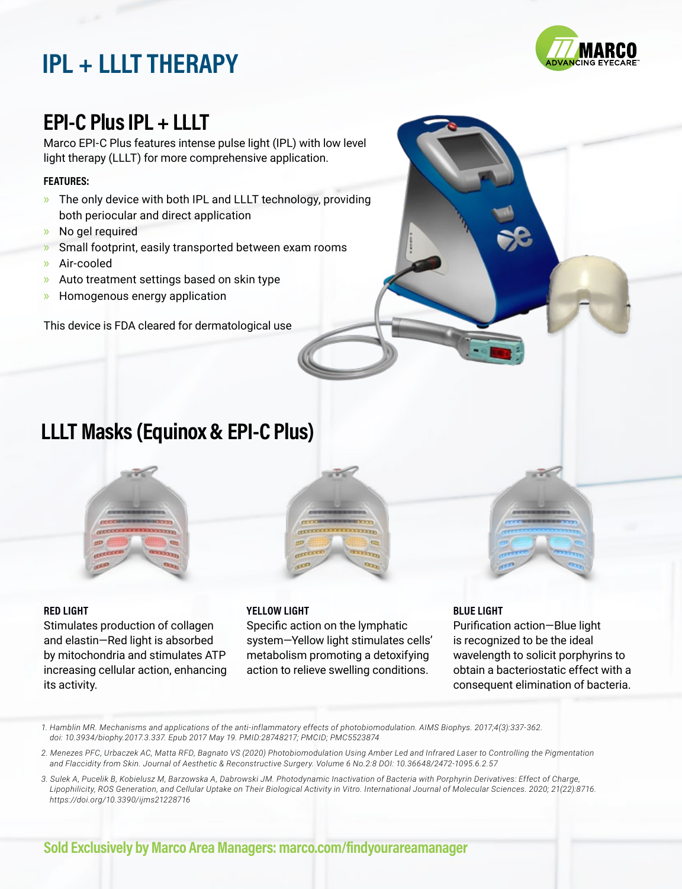# IPL + LLLT THERAPY

MARCO ADVANCING EYECARE™

## EPI-C Plus IPL + LLLT

Marco EPI-C Plus features intense pulse light (IPL) with low level light therapy (LLLT) for more comprehensive application.

**FEATURES:**

- The only device with both IPL and LLLT technology, providing both periocular and direct application
- No gel required
- Small footprint, easily transported between exam rooms
- Air-cooled
- Auto treatment settings based on skin type
- Homogenous energy application

This device is FDA cleared for dermatological use

## LLLT Masks (Equinox & EPI-C Plus)

**RED LIGHT**

Stimulates production of collagen and elastin—Red light is absorbed by mitochondria and stimulates ATP increasing cellular action, enhancing its activity.

**YELLOW LIGHT**

Specific action on the lymphatic system—Yellow light stimulates cells' metabolism promoting a detoxifying action to relieve swelling conditions.

**BLUE LIGHT**

Purification action—Blue light is recognized to be the ideal wavelength to solicit porphyrins to obtain a bacteriostatic effect with a consequent elimination of bacteria.

1. *Hamblin MR. Mechanisms and applications of the anti-inflammatory effects of photobiomodulation. AIMS Biophys. 2017;4(3):337-362. doi: 10.3934/biophy.2017.3.337. Epub 2017 May 19. PMID:28748217; PMCID; PMC5523874*
2. *Menezes PFC, Urbaczek AC, Matta RFD, Bagnato VS (2020) Photobiomodulation Using Amber Led and Infrared Laser to Controlling the Pigmentation and Flaccidity from Skin. Journal of Aesthetic & Reconstructive Surgery. Volume 6 No.2:8 DOI: 10.36648/2472-1095.6.2.57*
3. *Sulek A, Pucelik B, Kobielusz M, Barzowska A, Dabrowski JM. Photodynamic Inactivation of Bacteria with Porphyrin Derivatives: Effect of Charge, Lipophilicity, ROS Generation, and Cellular Uptake on Their Biological Activity in Vitro. International Journal of Molecular Sciences. 2020; 21(22):8716. https://doi.org/10.3390/ijms21228716*

**Sold Exclusively by Marco Area Managers: marco.com/findyourareamanager**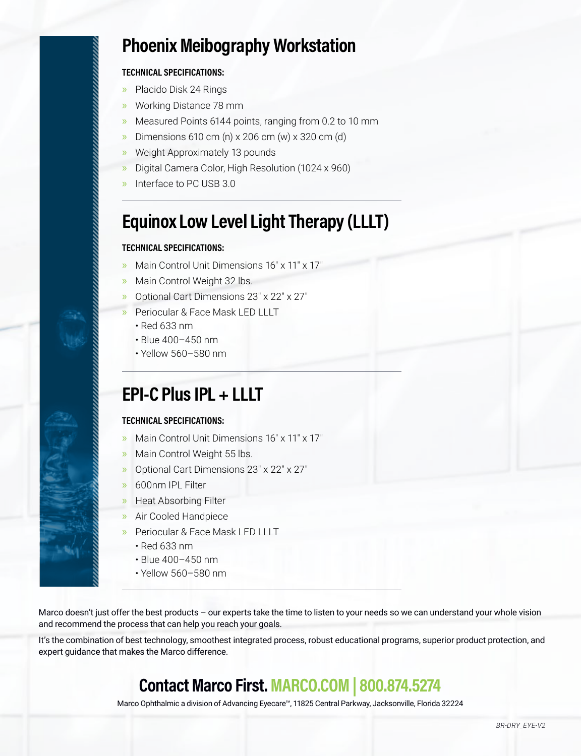## Phoenix Meibography Workstation

**TECHNICAL SPECIFICATIONS:**

- Placido Disk 24 Rings
- Working Distance 78 mm
- Measured Points 6144 points, ranging from 0.2 to 10 mm
- Dimensions 610 cm (n) x 206 cm (w) x 320 cm (d)
- Weight Approximately 13 pounds
- Digital Camera Color, High Resolution (1024 x 960)
- Interface to PC USB 3.0

## Equinox Low Level Light Therapy (LLLT)

**TECHNICAL SPECIFICATIONS:**

- Main Control Unit Dimensions 16" x 11" x 17"
- Main Control Weight 32 lbs.
- Optional Cart Dimensions 23" x 22" x 27"
- Periocular & Face Mask LED LLLT
  - Red 633 nm
  - Blue 400–450 nm
  - Yellow 560–580 nm

## EPI-C Plus IPL + LLLT

**TECHNICAL SPECIFICATIONS:**

- Main Control Unit Dimensions 16" x 11" x 17"
- Main Control Weight 55 lbs.
- Optional Cart Dimensions 23" x 22" x 27"
- 600nm IPL Filter
- Heat Absorbing Filter
- Air Cooled Handpiece
- Periocular & Face Mask LED LLLT
  - Red 633 nm
  - Blue 400–450 nm
  - Yellow 560–580 nm

Marco doesn't just offer the best products – our experts take the time to listen to your needs so we can understand your whole vision and recommend the process that can help you reach your goals.

It's the combination of best technology, smoothest integrated process, robust educational programs, superior product protection, and expert guidance that makes the Marco difference.

## Contact Marco First. MARCO.COM | 800.874.5274

Marco Ophthalmic a division of Advancing Eyecare™, 11825 Central Parkway, Jacksonville, Florida 32224

*BR-DRY_EYE-V2*